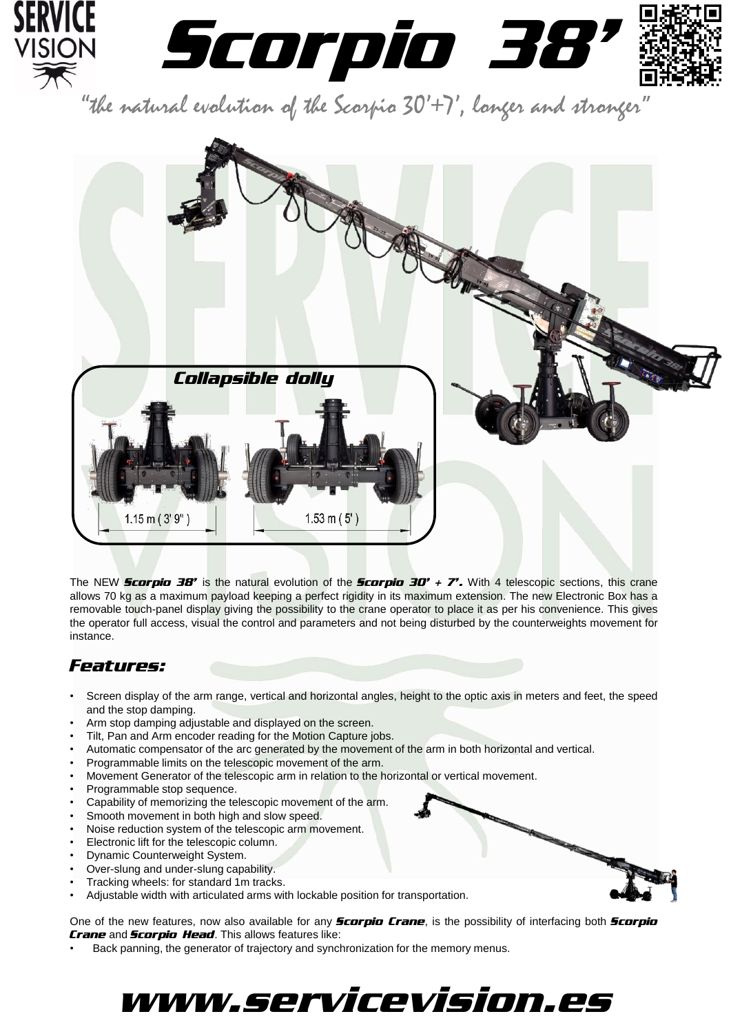# Scorpio 38'

*"the natural evolution of the Scorpio 30'+7', longer and stronger"*

**Collapsible dolly**

1.15 m ( 3' 9" )

1.53 m ( 5' )

The NEW ***Scorpio 38'*** is the natural evolution of the ***Scorpio 30' + 7'.*** With 4 telescopic sections, this crane allows 70 kg as a maximum payload keeping a perfect rigidity in its maximum extension. The new Electronic Box has a removable touch-panel display giving the possibility to the crane operator to place it as per his convenience. This gives the operator full access, visual the control and parameters and not being disturbed by the counterweights movement for instance.

## Features:

- Screen display of the arm range, vertical and horizontal angles, height to the optic axis in meters and feet, the speed and the stop damping.
- Arm stop damping adjustable and displayed on the screen.
- Tilt, Pan and Arm encoder reading for the Motion Capture jobs.
- Automatic compensator of the arc generated by the movement of the arm in both horizontal and vertical.
- Programmable limits on the telescopic movement of the arm.
- Movement Generator of the telescopic arm in relation to the horizontal or vertical movement.
- Programmable stop sequence.
- Capability of memorizing the telescopic movement of the arm.
- Smooth movement in both high and slow speed.
- Noise reduction system of the telescopic arm movement.
- Electronic lift for the telescopic column.
- Dynamic Counterweight System.
- Over-slung and under-slung capability.
- Tracking wheels: for standard 1m tracks.
- Adjustable width with articulated arms with lockable position for transportation.

One of the new features, now also available for any ***Scorpio Crane***, is the possibility of interfacing both ***Scorpio Crane*** and ***Scorpio Head***. This allows features like:

- Back panning, the generator of trajectory and synchronization for the memory menus.

**www.servicevision.es**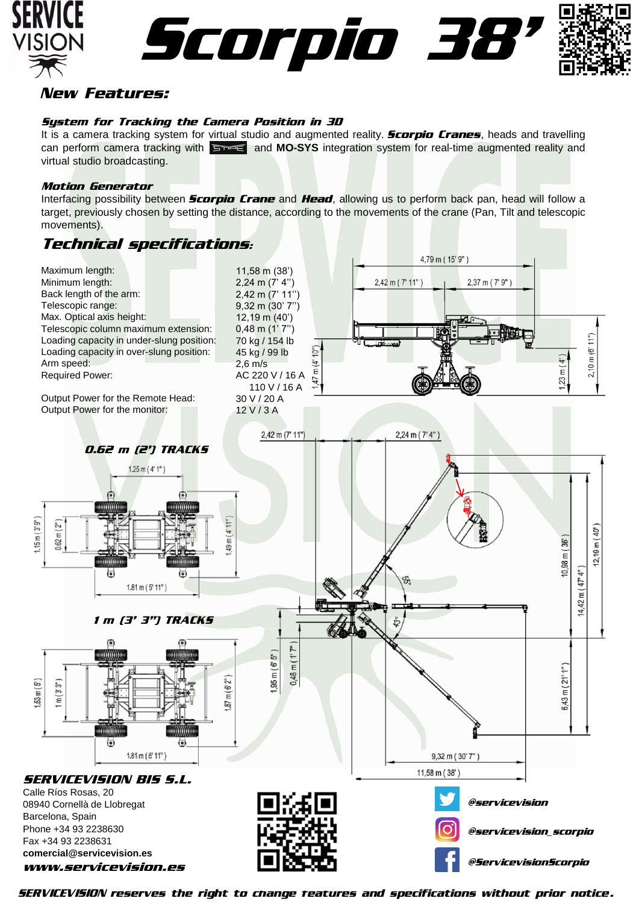# Scorpio 38'

## New Features:

### System for Tracking the Camera Position in 3D

It is a camera tracking system for virtual studio and augmented reality. **Scorpio Cranes**, heads and travelling can perform camera tracking with STYPE and **MO-SYS** integration system for real-time augmented reality and virtual studio broadcasting.

### Motion Generator

Interfacing possibility between **Scorpio Crane** and **Head**, allowing us to perform back pan, head will follow a target, previously chosen by setting the distance, according to the movements of the crane (Pan, Tilt and telescopic movements).

## Technical specifications:

| | |
|---|---|
| Maximum length: | 11,58 m (38') |
| Minimum length: | 2,24 m (7' 4'') |
| Back length of the arm: | 2,42 m (7' 11'') |
| Telescopic range: | 9,32 m (30' 7'') |
| Max. Optical axis height: | 12,19 m (40') |
| Telescopic column maximum extension: | 0,48 m (1' 7'') |
| Loading capacity in under-slung position: | 70 kg / 154 lb |
| Loading capacity in over-slung position: | 45 kg / 99 lb |
| Arm speed: | 2,6 m/s |
| Required Power: | AC 220 V / 16 A<br>110 V / 16 A |
| Output Power for the Remote Head: | 30 V / 20 A |
| Output Power for the monitor: | 12 V / 3 A |

4,79 m ( 15' 9" )
2,42 m ( 7' 11" )
2,37 m ( 7' 9" )
1,47 m ( 4' 10" )
1,23 m ( 4' )
2,10 m ( 6' 11" )

### 0.62 m (2') TRACKS

1,25 m ( 4' 1" )
1,15 m ( 3' 9" )
0,62 m ( 2' )
1,49 m ( 4' 11" )
1,81 m ( 5' 11" )

### 1 m (3' 3") TRACKS

1,53 m ( 5' )
1 m ( 3' 3" )
1,87 m ( 6' 2" )
1,81 m ( 5' 11" )

2,42 m ( 7' 11" )
2,24 m ( 7' 4" )
55°
43°
1,95 m ( 6' 5" )
0,48 m ( 1' 7" )
10,98 m ( 36' )
14,42 m ( 47' 4" )
12,19 m ( 40' )
6,43 m ( 21' 1" )
9,32 m ( 30' 7" )
11,58 m ( 38' )

**SERVICEVISION BIS S.L.**
Calle Ríos Rosas, 20
08940 Cornellà de Llobregat
Barcelona, Spain
Phone +34 93 2238630
Fax +34 93 2238631
**comercial@servicevision.es**
**www.servicevision.es**

@servicevision
@servicevision_scorpio
@ServicevisionScorpio

*SERVICEVISION reserves the right to change features and specifications without prior notice.*